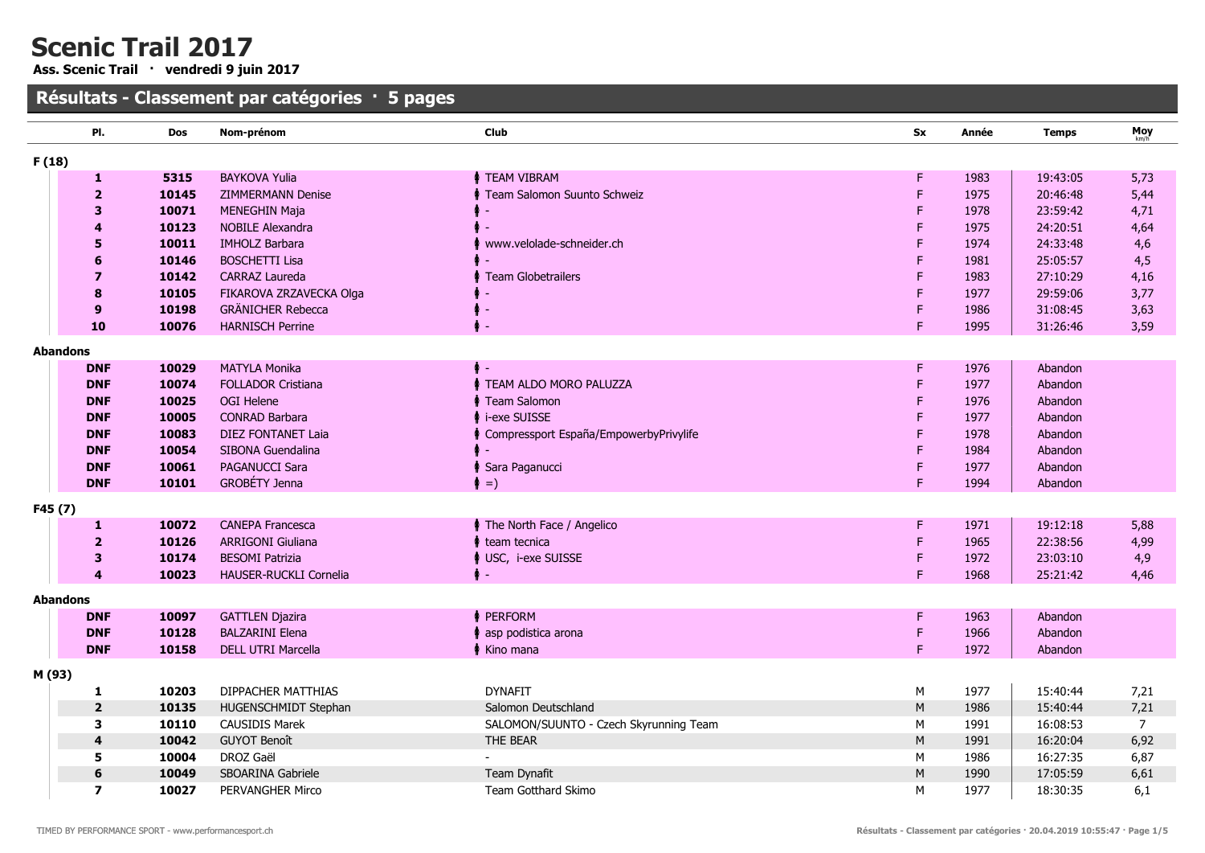# Scenic Trail 2017

**Ass. Scenic Trail · vendredi 9 juin 2017**

## Résultats - Classement par catégories · 5 pages

| Pl. | Dos | Nom-prénom | Club | Sx | Année | Temps | Moy km/h |
|---|---|---|---|---|---|---|---|
| **F (18)** | | | | | | | |
| **1** | **5315** | BAYKOVA Yulia | TEAM VIBRAM | F | 1983 | 19:43:05 | 5,73 |
| **2** | **10145** | ZIMMERMANN Denise | Team Salomon Suunto Schweiz | F | 1975 | 20:46:48 | 5,44 |
| **3** | **10071** | MENEGHIN Maja | - | F | 1978 | 23:59:42 | 4,71 |
| **4** | **10123** | NOBILE Alexandra | - | F | 1975 | 24:20:51 | 4,64 |
| **5** | **10011** | IMHOLZ Barbara | www.velolade-schneider.ch | F | 1974 | 24:33:48 | 4,6 |
| **6** | **10146** | BOSCHETTI Lisa | - | F | 1981 | 25:05:57 | 4,5 |
| **7** | **10142** | CARRAZ Laureda | Team Globetrailers | F | 1983 | 27:10:29 | 4,16 |
| **8** | **10105** | FIKAROVA ZRZAVECKA Olga | - | F | 1977 | 29:59:06 | 3,77 |
| **9** | **10198** | GRÄNICHER Rebecca | - | F | 1986 | 31:08:45 | 3,63 |
| **10** | **10076** | HARNISCH Perrine | - | F | 1995 | 31:26:46 | 3,59 |
| **Abandons** | | | | | | | |
| **DNF** | **10029** | MATYLA Monika | - | F | 1976 | Abandon | |
| **DNF** | **10074** | FOLLADOR Cristiana | TEAM ALDO MORO PALUZZA | F | 1977 | Abandon | |
| **DNF** | **10025** | OGI Helene | Team Salomon | F | 1976 | Abandon | |
| **DNF** | **10005** | CONRAD Barbara | i-exe SUISSE | F | 1977 | Abandon | |
| **DNF** | **10083** | DIEZ FONTANET Laia | Compressport España/EmpowerbyPrivylife | F | 1978 | Abandon | |
| **DNF** | **10054** | SIBONA Guendalina | - | F | 1984 | Abandon | |
| **DNF** | **10061** | PAGANUCCI Sara | Sara Paganucci | F | 1977 | Abandon | |
| **DNF** | **10101** | GROBÉTY Jenna | =) | F | 1994 | Abandon | |
| **F45 (7)** | | | | | | | |
| **1** | **10072** | CANEPA Francesca | The North Face / Angelico | F | 1971 | 19:12:18 | 5,88 |
| **2** | **10126** | ARRIGONI Giuliana | team tecnica | F | 1965 | 22:38:56 | 4,99 |
| **3** | **10174** | BESOMI Patrizia | USC, i-exe SUISSE | F | 1972 | 23:03:10 | 4,9 |
| **4** | **10023** | HAUSER-RUCKLI Cornelia | - | F | 1968 | 25:21:42 | 4,46 |
| **Abandons** | | | | | | | |
| **DNF** | **10097** | GATTLEN Djazira | PERFORM | F | 1963 | Abandon | |
| **DNF** | **10128** | BALZARINI Elena | asp podistica arona | F | 1966 | Abandon | |
| **DNF** | **10158** | DELL UTRI Marcella | Kino mana | F | 1972 | Abandon | |
| **M (93)** | | | | | | | |
| **1** | **10203** | DIPPACHER MATTHIAS | DYNAFIT | M | 1977 | 15:40:44 | 7,21 |
| **2** | **10135** | HUGENSCHMIDT Stephan | Salomon Deutschland | M | 1986 | 15:40:44 | 7,21 |
| **3** | **10110** | CAUSIDIS Marek | SALOMON/SUUNTO - Czech Skyrunning Team | M | 1991 | 16:08:53 | 7 |
| **4** | **10042** | GUYOT Benoît | THE BEAR | M | 1991 | 16:20:04 | 6,92 |
| **5** | **10004** | DROZ Gaël | - | M | 1986 | 16:27:35 | 6,87 |
| **6** | **10049** | SBOARINA Gabriele | Team Dynafit | M | 1990 | 17:05:59 | 6,61 |
| **7** | **10027** | PERVANGHER Mirco | Team Gotthard Skimo | M | 1977 | 18:30:35 | 6,1 |

TIMED BY PERFORMANCE SPORT - www.performancesport.ch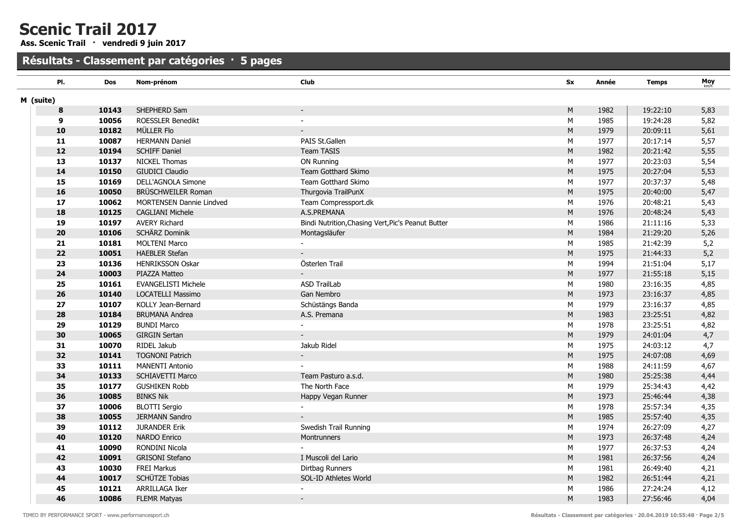# Scenic Trail 2017

**Ass. Scenic Trail · vendredi 9 juin 2017**

## Résultats - Classement par catégories · 5 pages

| Pl. | Dos | Nom-prénom | Club | Sx | Année | Temps | Moy km/h |
|---|---|---|---|---|---|---|---|
| **M (suite)** | | | | | | | |
| **8** | **10143** | SHEPHERD Sam | - | M | 1982 | 19:22:10 | 5,83 |
| **9** | **10056** | ROESSLER Benedikt | - | M | 1985 | 19:24:28 | 5,82 |
| **10** | **10182** | MÜLLER Flo | - | M | 1979 | 20:09:11 | 5,61 |
| **11** | **10087** | HERMANN Daniel | PAIS St.Gallen | M | 1977 | 20:17:14 | 5,57 |
| **12** | **10194** | SCHIFF Daniel | Team TASIS | M | 1982 | 20:21:42 | 5,55 |
| **13** | **10137** | NICKEL Thomas | ON Running | M | 1977 | 20:23:03 | 5,54 |
| **14** | **10150** | GIUDICI Claudio | Team Gotthard Skimo | M | 1975 | 20:27:04 | 5,53 |
| **15** | **10169** | DELL'AGNOLA Simone | Team Gotthard Skimo | M | 1977 | 20:37:37 | 5,48 |
| **16** | **10050** | BRÜSCHWEILER Roman | Thurgovia TrailPunX | M | 1975 | 20:40:00 | 5,47 |
| **17** | **10062** | MORTENSEN Dannie Lindved | Team Compressport.dk | M | 1976 | 20:48:21 | 5,43 |
| **18** | **10125** | CAGLIANI Michele | A.S.PREMANA | M | 1976 | 20:48:24 | 5,43 |
| **19** | **10197** | AVERY Richard | Bindi Nutrition,Chasing Vert,Pic's Peanut Butter | M | 1986 | 21:11:16 | 5,33 |
| **20** | **10106** | SCHÄRZ Dominik | Montagsläufer | M | 1984 | 21:29:20 | 5,26 |
| **21** | **10181** | MOLTENI Marco | - | M | 1985 | 21:42:39 | 5,2 |
| **22** | **10051** | HAEBLER Stefan | - | M | 1975 | 21:44:33 | 5,2 |
| **23** | **10136** | HENRIKSSON Oskar | Österlen Trail | M | 1994 | 21:51:04 | 5,17 |
| **24** | **10003** | PIAZZA Matteo | - | M | 1977 | 21:55:18 | 5,15 |
| **25** | **10161** | EVANGELISTI Michele | ASD TrailLab | M | 1980 | 23:16:35 | 4,85 |
| **26** | **10140** | LOCATELLI Massimo | Gan Nembro | M | 1973 | 23:16:37 | 4,85 |
| **27** | **10107** | KOLLY Jean-Bernard | Schüstängs Banda | M | 1979 | 23:16:37 | 4,85 |
| **28** | **10184** | BRUMANA Andrea | A.S. Premana | M | 1983 | 23:25:51 | 4,82 |
| **29** | **10129** | BUNDI Marco | - | M | 1978 | 23:25:51 | 4,82 |
| **30** | **10065** | GIRGIN Sertan | - | M | 1979 | 24:01:04 | 4,7 |
| **31** | **10070** | RIDEL Jakub | Jakub Ridel | M | 1975 | 24:03:12 | 4,7 |
| **32** | **10141** | TOGNONI Patrich | - | M | 1975 | 24:07:08 | 4,69 |
| **33** | **10111** | MANENTI Antonio | - | M | 1988 | 24:11:59 | 4,67 |
| **34** | **10133** | SCHIAVETTI Marco | Team Pasturo a.s.d. | M | 1980 | 25:25:38 | 4,44 |
| **35** | **10177** | GUSHIKEN Robb | The North Face | M | 1979 | 25:34:43 | 4,42 |
| **36** | **10085** | BINKS Nik | Happy Vegan Runner | M | 1973 | 25:46:44 | 4,38 |
| **37** | **10006** | BLOTTI Sergio | - | M | 1978 | 25:57:34 | 4,35 |
| **38** | **10055** | JERMANN Sandro | - | M | 1985 | 25:57:40 | 4,35 |
| **39** | **10112** | JURANDER Erik | Swedish Trail Running | M | 1974 | 26:27:09 | 4,27 |
| **40** | **10120** | NARDO Enrico | Montrunners | M | 1973 | 26:37:48 | 4,24 |
| **41** | **10090** | RONDINI Nicola | - | M | 1977 | 26:37:53 | 4,24 |
| **42** | **10091** | GRISONI Stefano | I Muscoli del Lario | M | 1981 | 26:37:56 | 4,24 |
| **43** | **10030** | FREI Markus | Dirtbag Runners | M | 1981 | 26:49:40 | 4,21 |
| **44** | **10017** | SCHÜTZE Tobias | SOL-ID Athletes World | M | 1982 | 26:51:44 | 4,21 |
| **45** | **10121** | ARRILLAGA Iker | - | M | 1986 | 27:24:24 | 4,12 |
| **46** | **10086** | FLEMR Matyas | - | M | 1983 | 27:56:46 | 4,04 |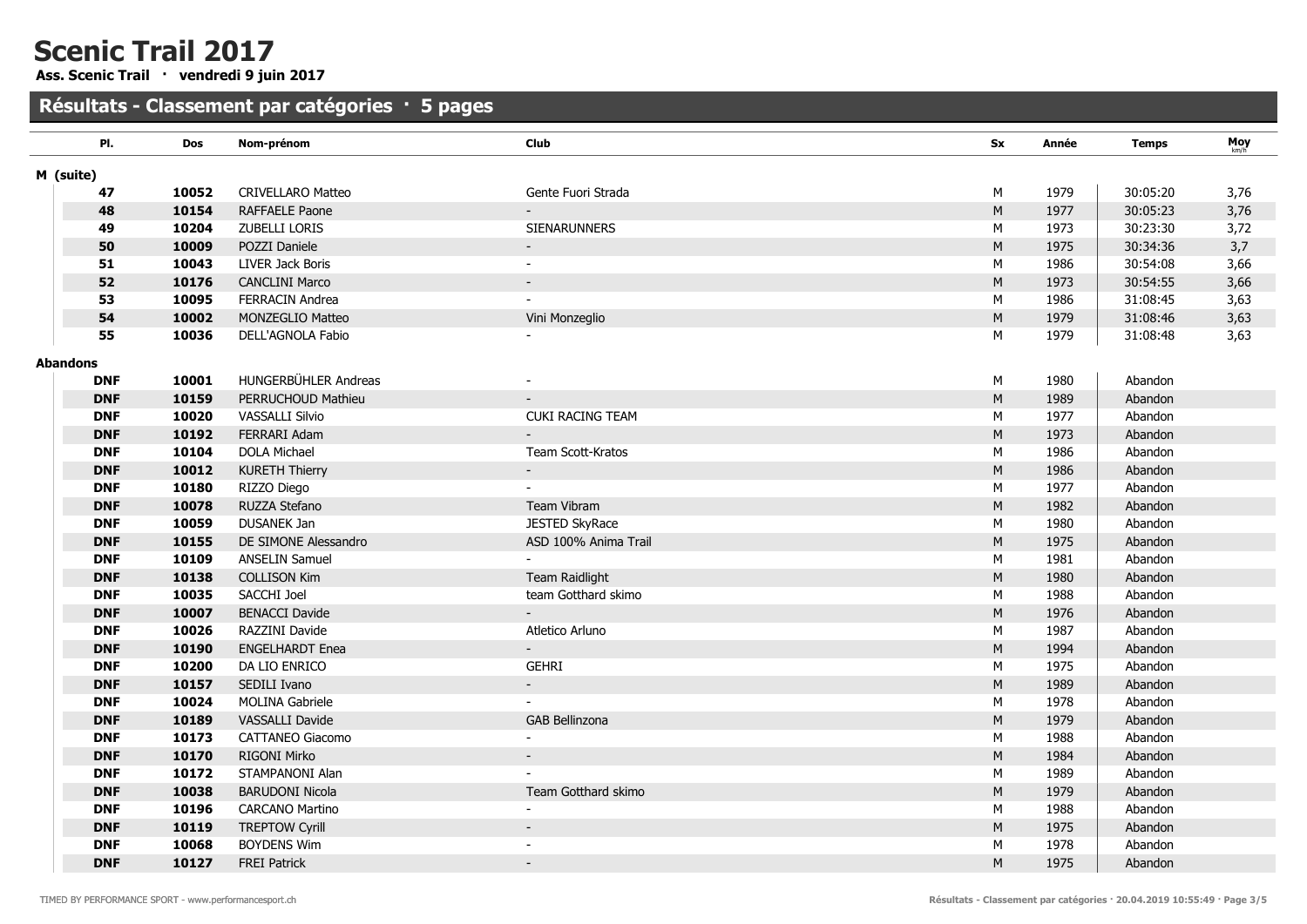# Scenic Trail 2017

**Ass. Scenic Trail · vendredi 9 juin 2017**

## Résultats - Classement par catégories · 5 pages

| Pl. | Dos | Nom-prénom | Club | Sx | Année | Temps | Moy km/h |
|---|---|---|---|---|---|---|---|
| **M (suite)** | | | | | | | |
| **47** | **10052** | CRIVELLARO Matteo | Gente Fuori Strada | M | 1979 | 30:05:20 | 3,76 |
| **48** | **10154** | RAFFAELE Paone | - | M | 1977 | 30:05:23 | 3,76 |
| **49** | **10204** | ZUBELLI LORIS | SIENARUNNERS | M | 1973 | 30:23:30 | 3,72 |
| **50** | **10009** | POZZI Daniele | - | M | 1975 | 30:34:36 | 3,7 |
| **51** | **10043** | LIVER Jack Boris | - | M | 1986 | 30:54:08 | 3,66 |
| **52** | **10176** | CANCLINI Marco | - | M | 1973 | 30:54:55 | 3,66 |
| **53** | **10095** | FERRACIN Andrea | - | M | 1986 | 31:08:45 | 3,63 |
| **54** | **10002** | MONZEGLIO Matteo | Vini Monzeglio | M | 1979 | 31:08:46 | 3,63 |
| **55** | **10036** | DELL'AGNOLA Fabio | - | M | 1979 | 31:08:48 | 3,63 |
| **Abandons** | | | | | | | |
| **DNF** | **10001** | HUNGERBÜHLER Andreas | - | M | 1980 | Abandon | |
| **DNF** | **10159** | PERRUCHOUD Mathieu | - | M | 1989 | Abandon | |
| **DNF** | **10020** | VASSALLI Silvio | CUKI RACING TEAM | M | 1977 | Abandon | |
| **DNF** | **10192** | FERRARI Adam | - | M | 1973 | Abandon | |
| **DNF** | **10104** | DOLA Michael | Team Scott-Kratos | M | 1986 | Abandon | |
| **DNF** | **10012** | KURETH Thierry | - | M | 1986 | Abandon | |
| **DNF** | **10180** | RIZZO Diego | - | M | 1977 | Abandon | |
| **DNF** | **10078** | RUZZA Stefano | Team Vibram | M | 1982 | Abandon | |
| **DNF** | **10059** | DUSANEK Jan | JESTED SkyRace | M | 1980 | Abandon | |
| **DNF** | **10155** | DE SIMONE Alessandro | ASD 100% Anima Trail | M | 1975 | Abandon | |
| **DNF** | **10109** | ANSELIN Samuel | - | M | 1981 | Abandon | |
| **DNF** | **10138** | COLLISON Kim | Team Raidlight | M | 1980 | Abandon | |
| **DNF** | **10035** | SACCHI Joel | team Gotthard skimo | M | 1988 | Abandon | |
| **DNF** | **10007** | BENACCI Davide | - | M | 1976 | Abandon | |
| **DNF** | **10026** | RAZZINI Davide | Atletico Arluno | M | 1987 | Abandon | |
| **DNF** | **10190** | ENGELHARDT Enea | - | M | 1994 | Abandon | |
| **DNF** | **10200** | DA LIO ENRICO | GEHRI | M | 1975 | Abandon | |
| **DNF** | **10157** | SEDILI Ivano | - | M | 1989 | Abandon | |
| **DNF** | **10024** | MOLINA Gabriele | - | M | 1978 | Abandon | |
| **DNF** | **10189** | VASSALLI Davide | GAB Bellinzona | M | 1979 | Abandon | |
| **DNF** | **10173** | CATTANEO Giacomo | - | M | 1988 | Abandon | |
| **DNF** | **10170** | RIGONI Mirko | - | M | 1984 | Abandon | |
| **DNF** | **10172** | STAMPANONI Alan | - | M | 1989 | Abandon | |
| **DNF** | **10038** | BARUDONI Nicola | Team Gotthard skimo | M | 1979 | Abandon | |
| **DNF** | **10196** | CARCANO Martino | - | M | 1988 | Abandon | |
| **DNF** | **10119** | TREPTOW Cyrill | - | M | 1975 | Abandon | |
| **DNF** | **10068** | BOYDENS Wim | - | M | 1978 | Abandon | |
| **DNF** | **10127** | FREI Patrick | - | M | 1975 | Abandon | |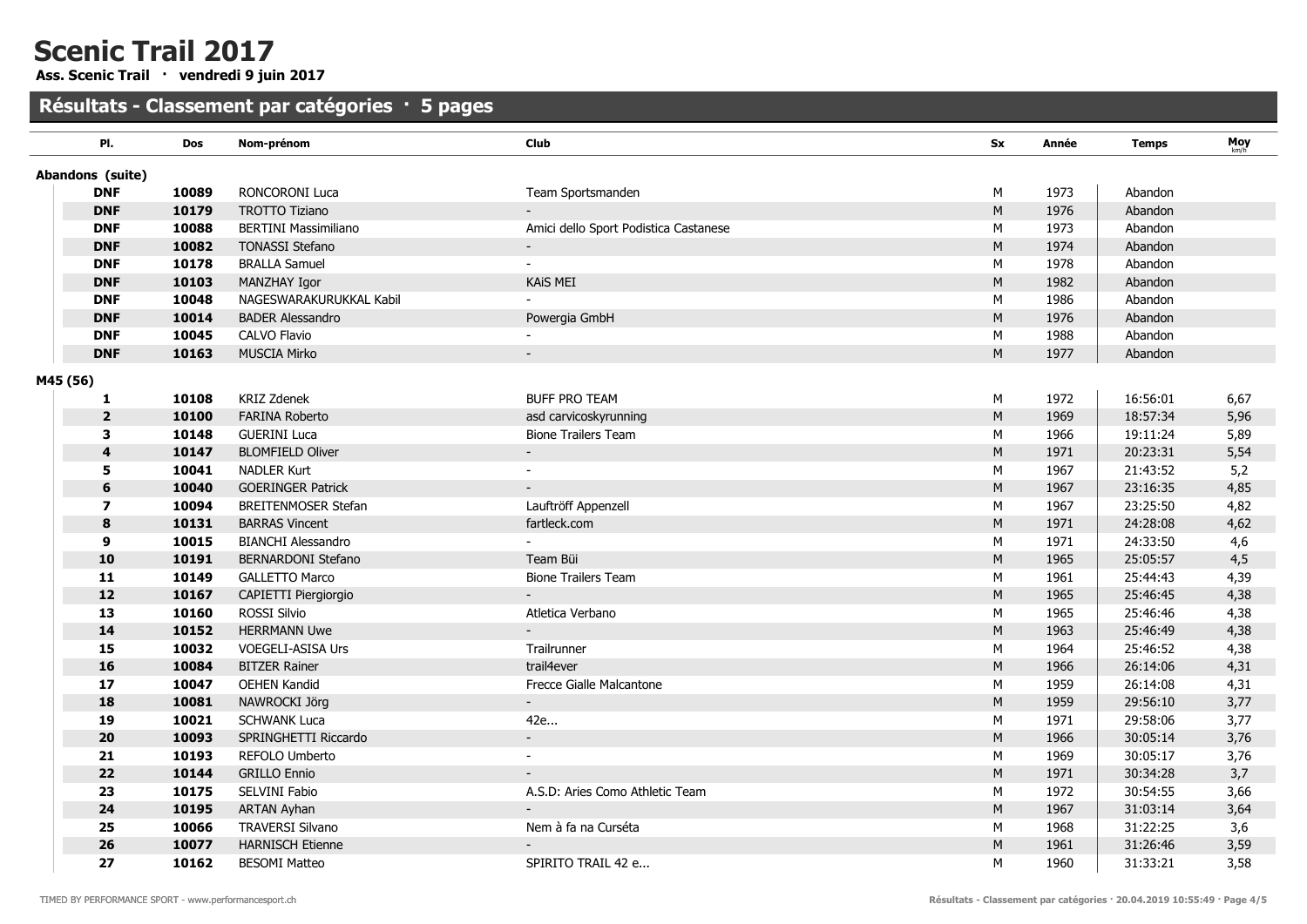# Scenic Trail 2017

**Ass. Scenic Trail · vendredi 9 juin 2017**

## Résultats - Classement par catégories · 5 pages

| Pl. | Dos | Nom-prénom | Club | Sx | Année | Temps | Moy km/h |
|---|---|---|---|---|---|---|---|
| **Abandons (suite)** | | | | | | | |
| **DNF** | **10089** | RONCORONI Luca | Team Sportsmanden | M | 1973 | Abandon | |
| **DNF** | **10179** | TROTTO Tiziano | - | M | 1976 | Abandon | |
| **DNF** | **10088** | BERTINI Massimiliano | Amici dello Sport Podistica Castanese | M | 1973 | Abandon | |
| **DNF** | **10082** | TONASSI Stefano | - | M | 1974 | Abandon | |
| **DNF** | **10178** | BRALLA Samuel | - | M | 1978 | Abandon | |
| **DNF** | **10103** | MANZHAY Igor | KAiS MEI | M | 1982 | Abandon | |
| **DNF** | **10048** | NAGESWARAKURUKKAL Kabil | - | M | 1986 | Abandon | |
| **DNF** | **10014** | BADER Alessandro | Powergia GmbH | M | 1976 | Abandon | |
| **DNF** | **10045** | CALVO Flavio | - | M | 1988 | Abandon | |
| **DNF** | **10163** | MUSCIA Mirko | - | M | 1977 | Abandon | |
| **M45 (56)** | | | | | | | |
| **1** | **10108** | KRIZ Zdenek | BUFF PRO TEAM | M | 1972 | 16:56:01 | 6,67 |
| **2** | **10100** | FARINA Roberto | asd carvicoskyrunning | M | 1969 | 18:57:34 | 5,96 |
| **3** | **10148** | GUERINI Luca | Bione Trailers Team | M | 1966 | 19:11:24 | 5,89 |
| **4** | **10147** | BLOMFIELD Oliver | - | M | 1971 | 20:23:31 | 5,54 |
| **5** | **10041** | NADLER Kurt | - | M | 1967 | 21:43:52 | 5,2 |
| **6** | **10040** | GOERINGER Patrick | - | M | 1967 | 23:16:35 | 4,85 |
| **7** | **10094** | BREITENMOSER Stefan | Lauftröff Appenzell | M | 1967 | 23:25:50 | 4,82 |
| **8** | **10131** | BARRAS Vincent | fartleck.com | M | 1971 | 24:28:08 | 4,62 |
| **9** | **10015** | BIANCHI Alessandro | - | M | 1971 | 24:33:50 | 4,6 |
| **10** | **10191** | BERNARDONI Stefano | Team Büi | M | 1965 | 25:05:57 | 4,5 |
| **11** | **10149** | GALLETTO Marco | Bione Trailers Team | M | 1961 | 25:44:43 | 4,39 |
| **12** | **10167** | CAPIETTI Piergiorgio | - | M | 1965 | 25:46:45 | 4,38 |
| **13** | **10160** | ROSSI Silvio | Atletica Verbano | M | 1965 | 25:46:46 | 4,38 |
| **14** | **10152** | HERRMANN Uwe | - | M | 1963 | 25:46:49 | 4,38 |
| **15** | **10032** | VOEGELI-ASISA Urs | Trailrunner | M | 1964 | 25:46:52 | 4,38 |
| **16** | **10084** | BITZER Rainer | trail4ever | M | 1966 | 26:14:06 | 4,31 |
| **17** | **10047** | OEHEN Kandid | Frecce Gialle Malcantone | M | 1959 | 26:14:08 | 4,31 |
| **18** | **10081** | NAWROCKI Jörg | - | M | 1959 | 29:56:10 | 3,77 |
| **19** | **10021** | SCHWANK Luca | 42e... | M | 1971 | 29:58:06 | 3,77 |
| **20** | **10093** | SPRINGHETTI Riccardo | - | M | 1966 | 30:05:14 | 3,76 |
| **21** | **10193** | REFOLO Umberto | - | M | 1969 | 30:05:17 | 3,76 |
| **22** | **10144** | GRILLO Ennio | - | M | 1971 | 30:34:28 | 3,7 |
| **23** | **10175** | SELVINI Fabio | A.S.D: Aries Como Athletic Team | M | 1972 | 30:54:55 | 3,66 |
| **24** | **10195** | ARTAN Ayhan | - | M | 1967 | 31:03:14 | 3,64 |
| **25** | **10066** | TRAVERSI Silvano | Nem à fa na Curséta | M | 1968 | 31:22:25 | 3,6 |
| **26** | **10077** | HARNISCH Etienne | - | M | 1961 | 31:26:46 | 3,59 |
| **27** | **10162** | BESOMI Matteo | SPIRITO TRAIL 42 e... | M | 1960 | 31:33:21 | 3,58 |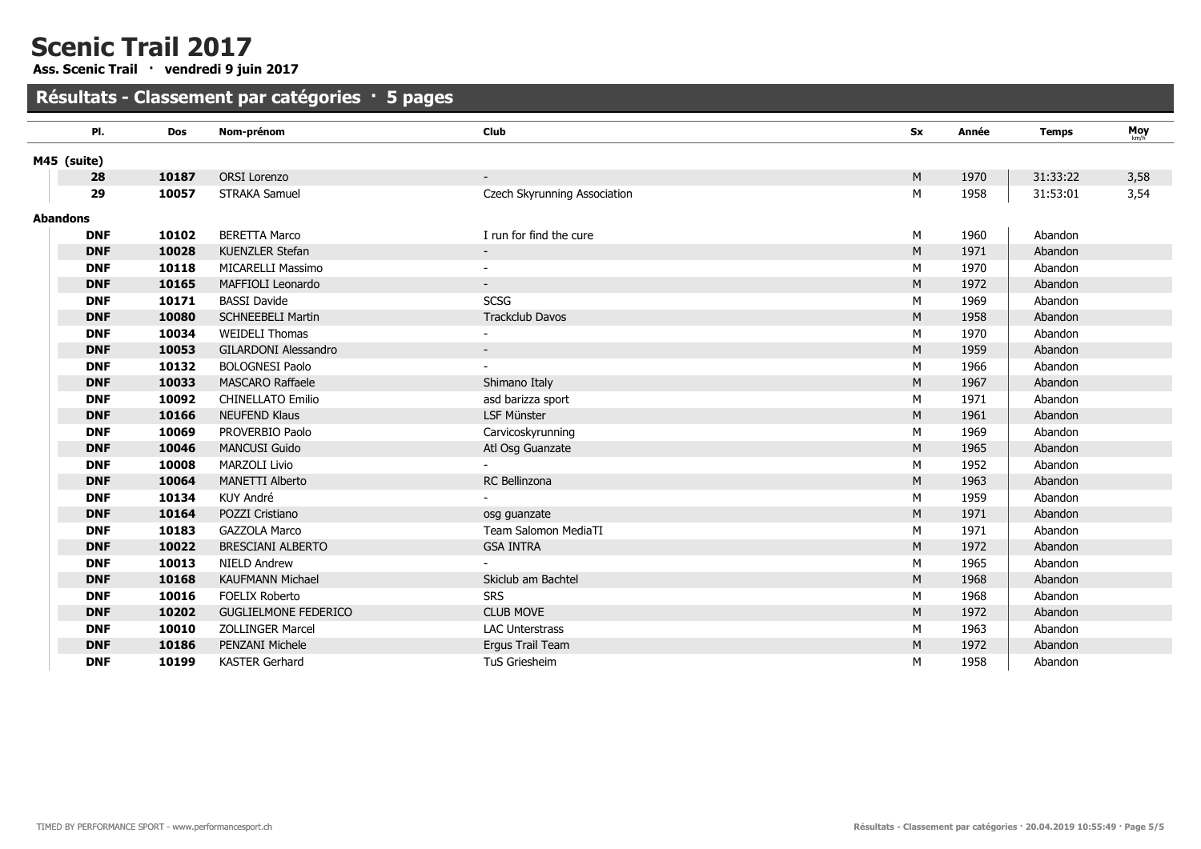# Scenic Trail 2017

**Ass. Scenic Trail · vendredi 9 juin 2017**

## Résultats - Classement par catégories · 5 pages

| Pl. | Dos | Nom-prénom | Club | Sx | Année | Temps | Moy km/h |
|---|---|---|---|---|---|---|---|
| **M45 (suite)** | | | | | | | |
| **28** | **10187** | ORSI Lorenzo | - | M | 1970 | 31:33:22 | 3,58 |
| **29** | **10057** | STRAKA Samuel | Czech Skyrunning Association | M | 1958 | 31:53:01 | 3,54 |
| **Abandons** | | | | | | | |
| **DNF** | **10102** | BERETTA Marco | I run for find the cure | M | 1960 | Abandon | |
| **DNF** | **10028** | KUENZLER Stefan | - | M | 1971 | Abandon | |
| **DNF** | **10118** | MICARELLI Massimo | - | M | 1970 | Abandon | |
| **DNF** | **10165** | MAFFIOLI Leonardo | - | M | 1972 | Abandon | |
| **DNF** | **10171** | BASSI Davide | SCSG | M | 1969 | Abandon | |
| **DNF** | **10080** | SCHNEEBELI Martin | Trackclub Davos | M | 1958 | Abandon | |
| **DNF** | **10034** | WEIDELI Thomas | - | M | 1970 | Abandon | |
| **DNF** | **10053** | GILARDONI Alessandro | - | M | 1959 | Abandon | |
| **DNF** | **10132** | BOLOGNESI Paolo | - | M | 1966 | Abandon | |
| **DNF** | **10033** | MASCARO Raffaele | Shimano Italy | M | 1967 | Abandon | |
| **DNF** | **10092** | CHINELLATO Emilio | asd barizza sport | M | 1971 | Abandon | |
| **DNF** | **10166** | NEUFEND Klaus | LSF Münster | M | 1961 | Abandon | |
| **DNF** | **10069** | PROVERBIO Paolo | Carvicoskyrunning | M | 1969 | Abandon | |
| **DNF** | **10046** | MANCUSI Guido | Atl Osg Guanzate | M | 1965 | Abandon | |
| **DNF** | **10008** | MARZOLI Livio | - | M | 1952 | Abandon | |
| **DNF** | **10064** | MANETTI Alberto | RC Bellinzona | M | 1963 | Abandon | |
| **DNF** | **10134** | KUY André | - | M | 1959 | Abandon | |
| **DNF** | **10164** | POZZI Cristiano | osg guanzate | M | 1971 | Abandon | |
| **DNF** | **10183** | GAZZOLA Marco | Team Salomon MediaTI | M | 1971 | Abandon | |
| **DNF** | **10022** | BRESCIANI ALBERTO | GSA INTRA | M | 1972 | Abandon | |
| **DNF** | **10013** | NIELD Andrew | - | M | 1965 | Abandon | |
| **DNF** | **10168** | KAUFMANN Michael | Skiclub am Bachtel | M | 1968 | Abandon | |
| **DNF** | **10016** | FOELIX Roberto | SRS | M | 1968 | Abandon | |
| **DNF** | **10202** | GUGLIELMONE FEDERICO | CLUB MOVE | M | 1972 | Abandon | |
| **DNF** | **10010** | ZOLLINGER Marcel | LAC Unterstrass | M | 1963 | Abandon | |
| **DNF** | **10186** | PENZANI Michele | Ergus Trail Team | M | 1972 | Abandon | |
| **DNF** | **10199** | KASTER Gerhard | TuS Griesheim | M | 1958 | Abandon | |

TIMED BY PERFORMANCE SPORT - www.performancesport.ch

Résultats - Classement par catégories · 20.04.2019 10:55:49